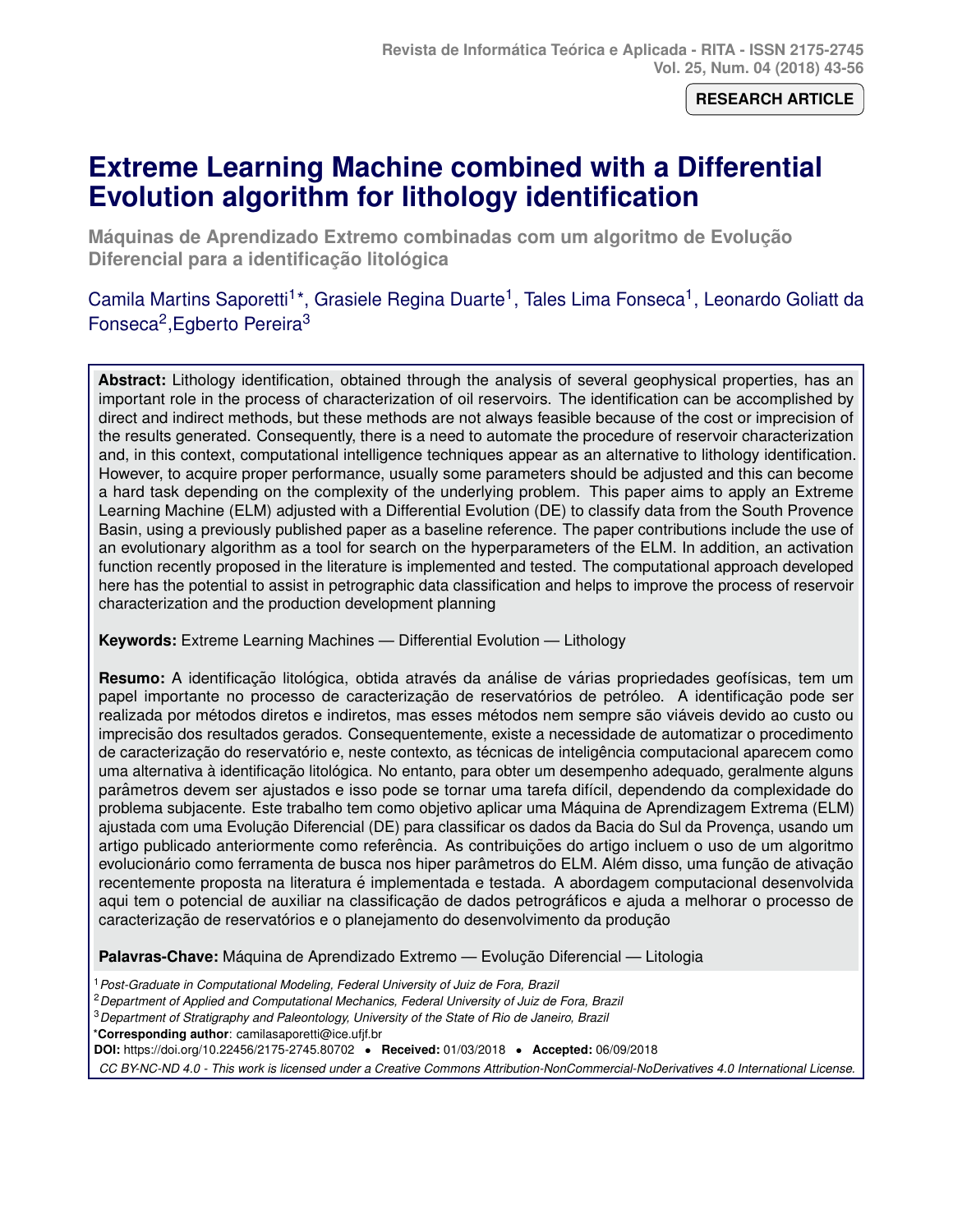RESEARCH ARTICLE

# Extreme Learning Machine combined with a Differential Evolution algorithm for lithology identification

## Máquinas de Aprendizado Extremo combinadas com um algoritmo de Evolução Diferencial para a identificação litológica

Camila Martins Saporetti[1]*, Grasiele Regina Duarte[1], Tales Lima Fonseca[1], Leonardo Goliatt da Fonseca[2], Egberto Pereira[3]

**Abstract:** Lithology identification, obtained through the analysis of several geophysical properties, has an important role in the process of characterization of oil reservoirs. The identification can be accomplished by direct and indirect methods, but these methods are not always feasible because of the cost or imprecision of the results generated. Consequently, there is a need to automate the procedure of reservoir characterization and, in this context, computational intelligence techniques appear as an alternative to lithology identification. However, to acquire proper performance, usually some parameters should be adjusted and this can become a hard task depending on the complexity of the underlying problem. This paper aims to apply an Extreme Learning Machine (ELM) adjusted with a Differential Evolution (DE) to classify data from the South Provence Basin, using a previously published paper as a baseline reference. The paper contributions include the use of an evolutionary algorithm as a tool for search on the hyperparameters of the ELM. In addition, an activation function recently proposed in the literature is implemented and tested. The computational approach developed here has the potential to assist in petrographic data classification and helps to improve the process of reservoir characterization and the production development planning

**Keywords:** Extreme Learning Machines — Differential Evolution — Lithology

**Resumo:** A identificação litológica, obtida através da análise de várias propriedades geofísicas, tem um papel importante no processo de caracterização de reservatórios de petróleo. A identificação pode ser realizada por métodos diretos e indiretos, mas esses métodos nem sempre são viáveis devido ao custo ou imprecisão dos resultados gerados. Consequentemente, existe a necessidade de automatizar o procedimento de caracterização do reservatório e, neste contexto, as técnicas de inteligência computacional aparecem como uma alternativa à identificação litológica. No entanto, para obter um desempenho adequado, geralmente alguns parâmetros devem ser ajustados e isso pode se tornar uma tarefa difícil, dependendo da complexidade do problema subjacente. Este trabalho tem como objetivo aplicar uma Máquina de Aprendizagem Extrema (ELM) ajustada com uma Evolução Diferencial (DE) para classificar os dados da Bacia do Sul da Provença, usando um artigo publicado anteriormente como referência. As contribuições do artigo incluem o uso de um algoritmo evolucionário como ferramenta de busca nos hiper parâmetros do ELM. Além disso, uma função de ativação recentemente proposta na literatura é implementada e testada. A abordagem computacional desenvolvida aqui tem o potencial de auxiliar na classificação de dados petrográficos e ajuda a melhorar o processo de caracterização de reservatórios e o planejamento do desenvolvimento da produção

**Palavras-Chave:** Máquina de Aprendizado Extremo — Evolução Diferencial — Litologia

[1] *Post-Graduate in Computational Modeling, Federal University of Juiz de Fora, Brazil*
[2] *Department of Applied and Computational Mechanics, Federal University of Juiz de Fora, Brazil*
[3] *Department of Stratigraphy and Paleontology, University of the State of Rio de Janeiro, Brazil*
***Corresponding author**: camilasaporetti@ice.ufjf.br
**DOI:** https://doi.org/10.22456/2175-2745.80702 • **Received:** 01/03/2018 • **Accepted:** 06/09/2018
*CC BY-NC-ND 4.0 - This work is licensed under a Creative Commons Attribution-NonCommercial-NoDerivatives 4.0 International License.*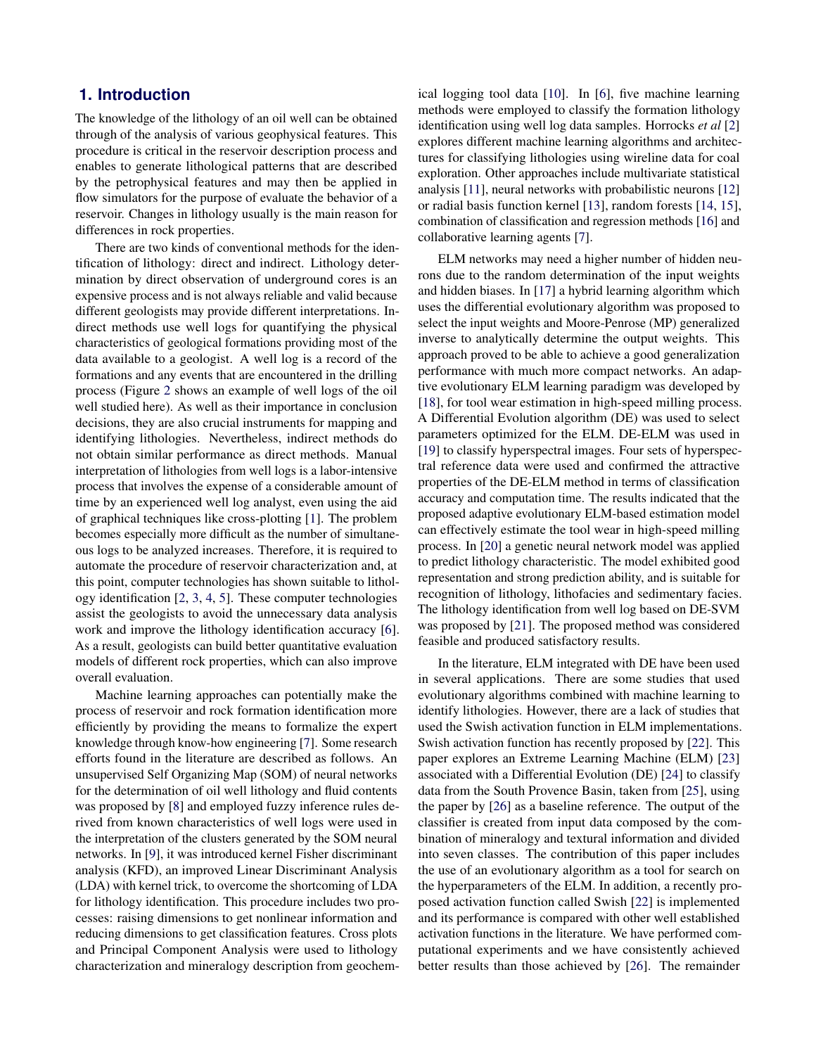## 1. Introduction

The knowledge of the lithology of an oil well can be obtained through of the analysis of various geophysical features. This procedure is critical in the reservoir description process and enables to generate lithological patterns that are described by the petrophysical features and may then be applied in flow simulators for the purpose of evaluate the behavior of a reservoir. Changes in lithology usually is the main reason for differences in rock properties.

There are two kinds of conventional methods for the identification of lithology: direct and indirect. Lithology determination by direct observation of underground cores is an expensive process and is not always reliable and valid because different geologists may provide different interpretations. Indirect methods use well logs for quantifying the physical characteristics of geological formations providing most of the data available to a geologist. A well log is a record of the formations and any events that are encountered in the drilling process (Figure 2 shows an example of well logs of the oil well studied here). As well as their importance in conclusion decisions, they are also crucial instruments for mapping and identifying lithologies. Nevertheless, indirect methods do not obtain similar performance as direct methods. Manual interpretation of lithologies from well logs is a labor-intensive process that involves the expense of a considerable amount of time by an experienced well log analyst, even using the aid of graphical techniques like cross-plotting [1]. The problem becomes especially more difficult as the number of simultaneous logs to be analyzed increases. Therefore, it is required to automate the procedure of reservoir characterization and, at this point, computer technologies has shown suitable to lithology identification [2, 3, 4, 5]. These computer technologies assist the geologists to avoid the unnecessary data analysis work and improve the lithology identification accuracy [6]. As a result, geologists can build better quantitative evaluation models of different rock properties, which can also improve overall evaluation.

Machine learning approaches can potentially make the process of reservoir and rock formation identification more efficiently by providing the means to formalize the expert knowledge through know-how engineering [7]. Some research efforts found in the literature are described as follows. An unsupervised Self Organizing Map (SOM) of neural networks for the determination of oil well lithology and fluid contents was proposed by [8] and employed fuzzy inference rules derived from known characteristics of well logs were used in the interpretation of the clusters generated by the SOM neural networks. In [9], it was introduced kernel Fisher discriminant analysis (KFD), an improved Linear Discriminant Analysis (LDA) with kernel trick, to overcome the shortcoming of LDA for lithology identification. This procedure includes two processes: raising dimensions to get nonlinear information and reducing dimensions to get classification features. Cross plots and Principal Component Analysis were used to lithology characterization and mineralogy description from geochemical logging tool data [10]. In [6], five machine learning methods were employed to classify the formation lithology identification using well log data samples. Horrocks *et al* [2] explores different machine learning algorithms and architectures for classifying lithologies using wireline data for coal exploration. Other approaches include multivariate statistical analysis [11], neural networks with probabilistic neurons [12] or radial basis function kernel [13], random forests [14, 15], combination of classification and regression methods [16] and collaborative learning agents [7].

ELM networks may need a higher number of hidden neurons due to the random determination of the input weights and hidden biases. In [17] a hybrid learning algorithm which uses the differential evolutionary algorithm was proposed to select the input weights and Moore-Penrose (MP) generalized inverse to analytically determine the output weights. This approach proved to be able to achieve a good generalization performance with much more compact networks. An adaptive evolutionary ELM learning paradigm was developed by [18], for tool wear estimation in high-speed milling process. A Differential Evolution algorithm (DE) was used to select parameters optimized for the ELM. DE-ELM was used in [19] to classify hyperspectral images. Four sets of hyperspectral reference data were used and confirmed the attractive properties of the DE-ELM method in terms of classification accuracy and computation time. The results indicated that the proposed adaptive evolutionary ELM-based estimation model can effectively estimate the tool wear in high-speed milling process. In [20] a genetic neural network model was applied to predict lithology characteristic. The model exhibited good representation and strong prediction ability, and is suitable for recognition of lithology, lithofacies and sedimentary facies. The lithology identification from well log based on DE-SVM was proposed by [21]. The proposed method was considered feasible and produced satisfactory results.

In the literature, ELM integrated with DE have been used in several applications. There are some studies that used evolutionary algorithms combined with machine learning to identify lithologies. However, there are a lack of studies that used the Swish activation function in ELM implementations. Swish activation function has recently proposed by [22]. This paper explores an Extreme Learning Machine (ELM) [23] associated with a Differential Evolution (DE) [24] to classify data from the South Provence Basin, taken from [25], using the paper by [26] as a baseline reference. The output of the classifier is created from input data composed by the combination of mineralogy and textural information and divided into seven classes. The contribution of this paper includes the use of an evolutionary algorithm as a tool for search on the hyperparameters of the ELM. In addition, a recently proposed activation function called Swish [22] is implemented and its performance is compared with other well established activation functions in the literature. We have performed computational experiments and we have consistently achieved better results than those achieved by [26]. The remainder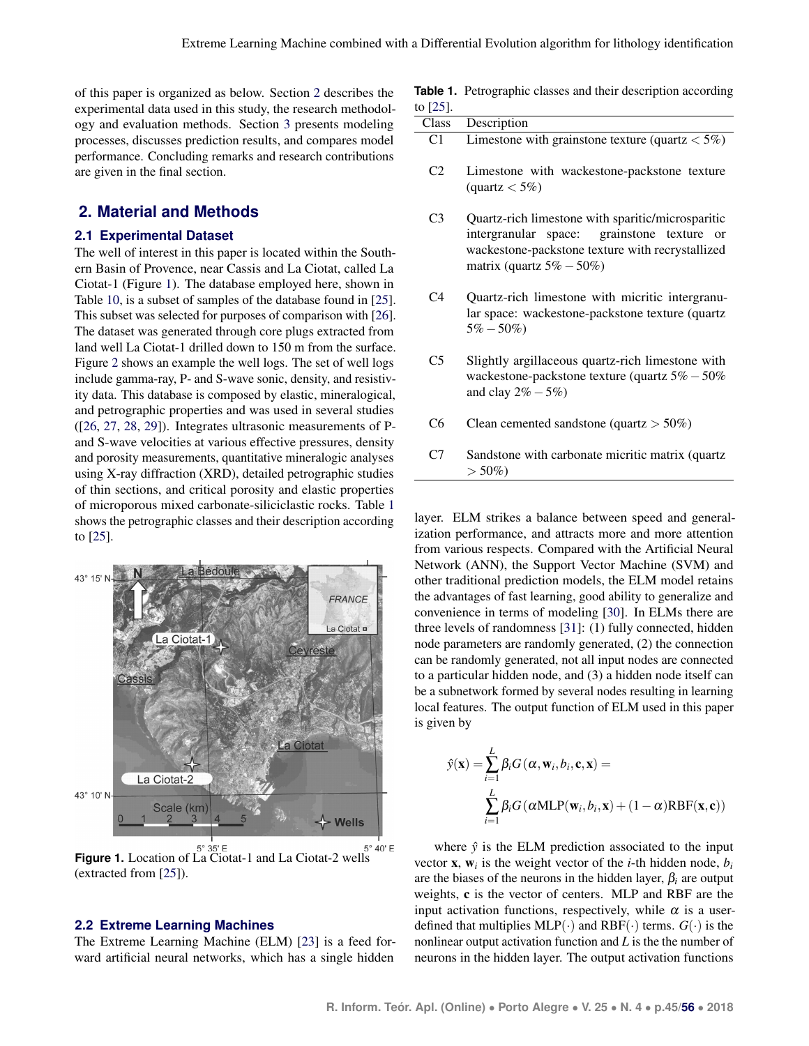of this paper is organized as below. Section 2 describes the experimental data used in this study, the research methodology and evaluation methods. Section 3 presents modeling processes, discusses prediction results, and compares model performance. Concluding remarks and research contributions are given in the final section.

## 2. Material and Methods

### 2.1 Experimental Dataset

The well of interest in this paper is located within the Southern Basin of Provence, near Cassis and La Ciotat, called La Ciotat-1 (Figure 1). The database employed here, shown in Table 10, is a subset of samples of the database found in [25]. This subset was selected for purposes of comparison with [26]. The dataset was generated through core plugs extracted from land well La Ciotat-1 drilled down to 150 m from the surface. Figure 2 shows an example the well logs. The set of well logs include gamma-ray, P- and S-wave sonic, density, and resistivity data. This database is composed by elastic, mineralogical, and petrographic properties and was used in several studies ([26, 27, 28, 29]). Integrates ultrasonic measurements of P- and S-wave velocities at various effective pressures, density and porosity measurements, quantitative mineralogic analyses using X-ray diffraction (XRD), detailed petrographic studies of thin sections, and critical porosity and elastic properties of microporous mixed carbonate-siliciclastic rocks. Table 1 shows the petrographic classes and their description according to [25].

**Figure 1.** Location of La Ciotat-1 and La Ciotat-2 wells (extracted from [25]).

**Table 1.** Petrographic classes and their description according to [25].

| Class | Description |
|---|---|
| C1 | Limestone with grainstone texture (quartz $< 5\%$) |
| C2 | Limestone with wackestone-packstone texture (quartz $< 5\%$) |
| C3 | Quartz-rich limestone with sparitic/microsparitic intergranular space: grainstone texture or wackestone-packstone texture with recrystallized matrix (quartz $5\% - 50\%$) |
| C4 | Quartz-rich limestone with micritic intergranular space: wackestone-packstone texture (quartz $5\% - 50\%$) |
| C5 | Slightly argillaceous quartz-rich limestone with wackestone-packstone texture (quartz $5\% - 50\%$ and clay $2\% - 5\%$) |
| C6 | Clean cemented sandstone (quartz $> 50\%$) |
| C7 | Sandstone with carbonate micritic matrix (quartz $> 50\%$) |

### 2.2 Extreme Learning Machines

The Extreme Learning Machine (ELM) [23] is a feed forward artificial neural networks, which has a single hidden layer. ELM strikes a balance between speed and generalization performance, and attracts more and more attention from various respects. Compared with the Artificial Neural Network (ANN), the Support Vector Machine (SVM) and other traditional prediction models, the ELM model retains the advantages of fast learning, good ability to generalize and convenience in terms of modeling [30]. In ELMs there are three levels of randomness [31]: (1) fully connected, hidden node parameters are randomly generated, (2) the connection can be randomly generated, not all input nodes are connected to a particular hidden node, and (3) a hidden node itself can be a subnetwork formed by several nodes resulting in learning local features. The output function of ELM used in this paper is given by

$$
\hat{y}(\mathbf{x}) = \sum_{i=1}^{L} \beta_i G(\alpha, \mathbf{w}_i, b_i, \mathbf{c}, \mathbf{x}) = \sum_{i=1}^{L} \beta_i G(\alpha \mathrm{MLP}(\mathbf{w}_i, b_i, \mathbf{x}) + (1-\alpha)\mathrm{RBF}(\mathbf{x}, \mathbf{c}))
$$

where $\hat{y}$ is the ELM prediction associated to the input vector $\mathbf{x}$, $\mathbf{w}_i$ is the weight vector of the $i$-th hidden node, $b_i$ are the biases of the neurons in the hidden layer, $\beta_i$ are output weights, $\mathbf{c}$ is the vector of centers. MLP and RBF are the input activation functions, respectively, while $\alpha$ is a user-defined that multiplies $\mathrm{MLP}(\cdot)$ and $\mathrm{RBF}(\cdot)$ terms. $G(\cdot)$ is the nonlinear output activation function and $L$ is the the number of neurons in the hidden layer. The output activation functions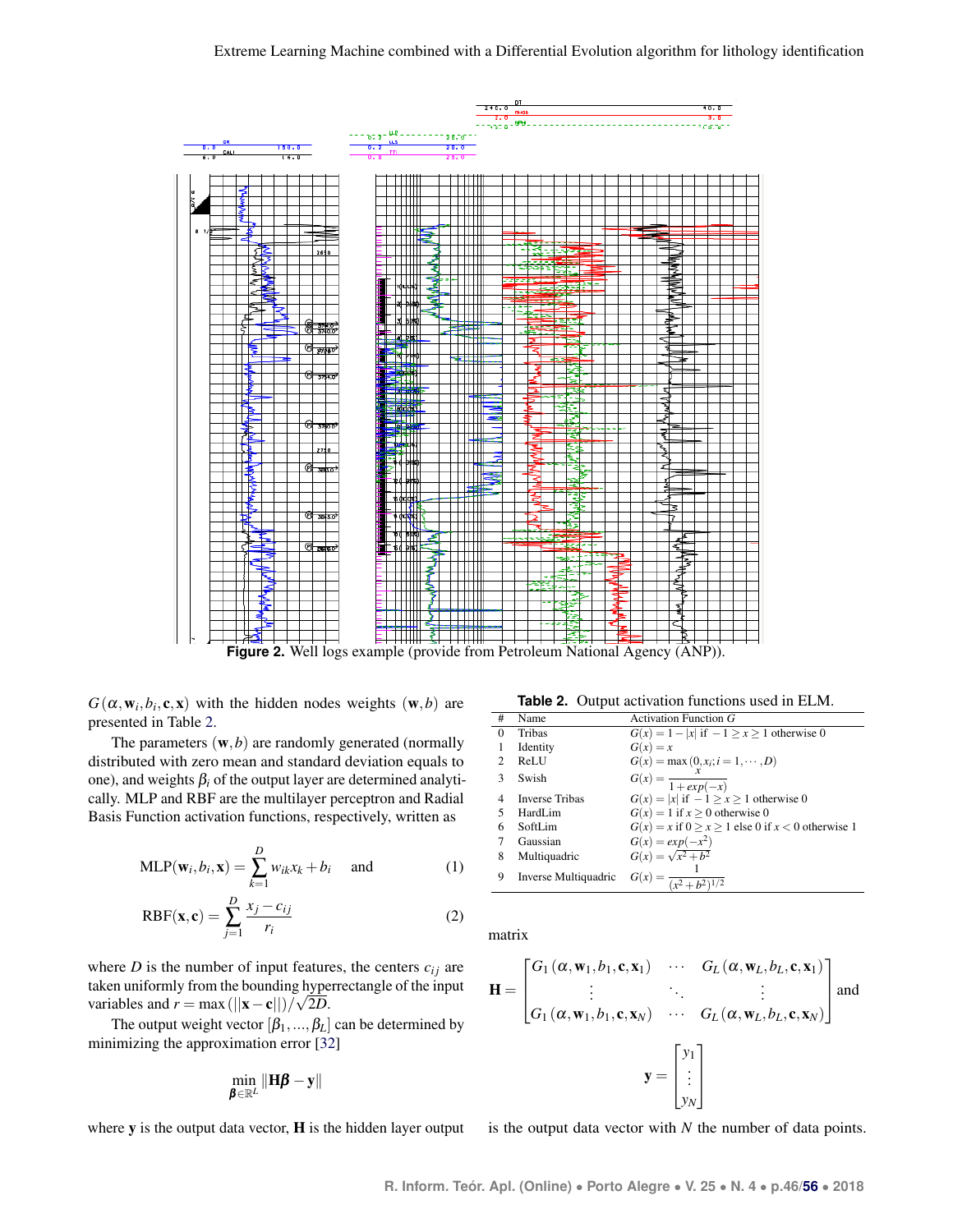Figure 2. Well logs example (provide from Petroleum National Agency (ANP)).

$G(\alpha, \mathbf{w}_i, b_i, \mathbf{c}, \mathbf{x})$ with the hidden nodes weights $(\mathbf{w}, b)$ are presented in Table 2.

The parameters $(\mathbf{w}, b)$ are randomly generated (normally distributed with zero mean and standard deviation equals to one), and weights $\beta_i$ of the output layer are determined analytically. MLP and RBF are the multilayer perceptron and Radial Basis Function activation functions, respectively, written as

$$\text{MLP}(\mathbf{w}_i, b_i, \mathbf{x}) = \sum_{k=1}^{D} w_{ik} x_k + b_i \quad \text{and} \tag{1}$$

$$\text{RBF}(\mathbf{x}, \mathbf{c}) = \sum_{j=1}^{D} \frac{x_j - c_{ij}}{r_i} \tag{2}$$

where $D$ is the number of input features, the centers $c_{ij}$ are taken uniformly from the bounding hyperrectangle of the input variables and $r = \max(||\mathbf{x} - \mathbf{c}||)/\sqrt{2D}$.

The output weight vector $[\beta_1, ..., \beta_L]$ can be determined by minimizing the approximation error [32]

$$\min_{\boldsymbol{\beta} \in \mathbb{R}^L} \|\mathbf{H}\boldsymbol{\beta} - \mathbf{y}\|$$

where $\mathbf{y}$ is the output data vector, $\mathbf{H}$ is the hidden layer output matrix

$$\mathbf{H} = \begin{bmatrix} G_1(\alpha, \mathbf{w}_1, b_1, \mathbf{c}, \mathbf{x}_1) & \cdots & G_L(\alpha, \mathbf{w}_L, b_L, \mathbf{c}, \mathbf{x}_1) \\ \vdots & \ddots & \vdots \\ G_1(\alpha, \mathbf{w}_1, b_1, \mathbf{c}, \mathbf{x}_N) & \cdots & G_L(\alpha, \mathbf{w}_L, b_L, \mathbf{c}, \mathbf{x}_N) \end{bmatrix} \text{ and}$$

$$\mathbf{y} = \begin{bmatrix} y_1 \\ \vdots \\ y_N \end{bmatrix}$$

is the output data vector with $N$ the number of data points.

**Table 2.** Output activation functions used in ELM.

| # | Name | Activation Function $G$ |
|---|---|---|
| 0 | Tribas | $G(x) = 1 - \lvert x\rvert$ if $-1 \geq x \geq 1$ otherwise 0 |
| 1 | Identity | $G(x) = x$ |
| 2 | ReLU | $G(x) = \max(0, x_i; i = 1, \cdots, D)$ |
| 3 | Swish | $G(x) = \dfrac{x}{1 + exp(-x)}$ |
| 4 | Inverse Tribas | $G(x) = \lvert x\rvert$ if $-1 \geq x \geq 1$ otherwise 0 |
| 5 | HardLim | $G(x) = 1$ if $x \geq 0$ otherwise 0 |
| 6 | SoftLim | $G(x) = x$ if $0 \geq x \geq 1$ else 0 if $x < 0$ otherwise 1 |
| 7 | Gaussian | $G(x) = exp(-x^2)$ |
| 8 | Multiquadric | $G(x) = \sqrt{x^2 + b^2}$ |
| 9 | Inverse Multiquadric | $G(x) = \dfrac{1}{(x^2 + b^2)^{1/2}}$ |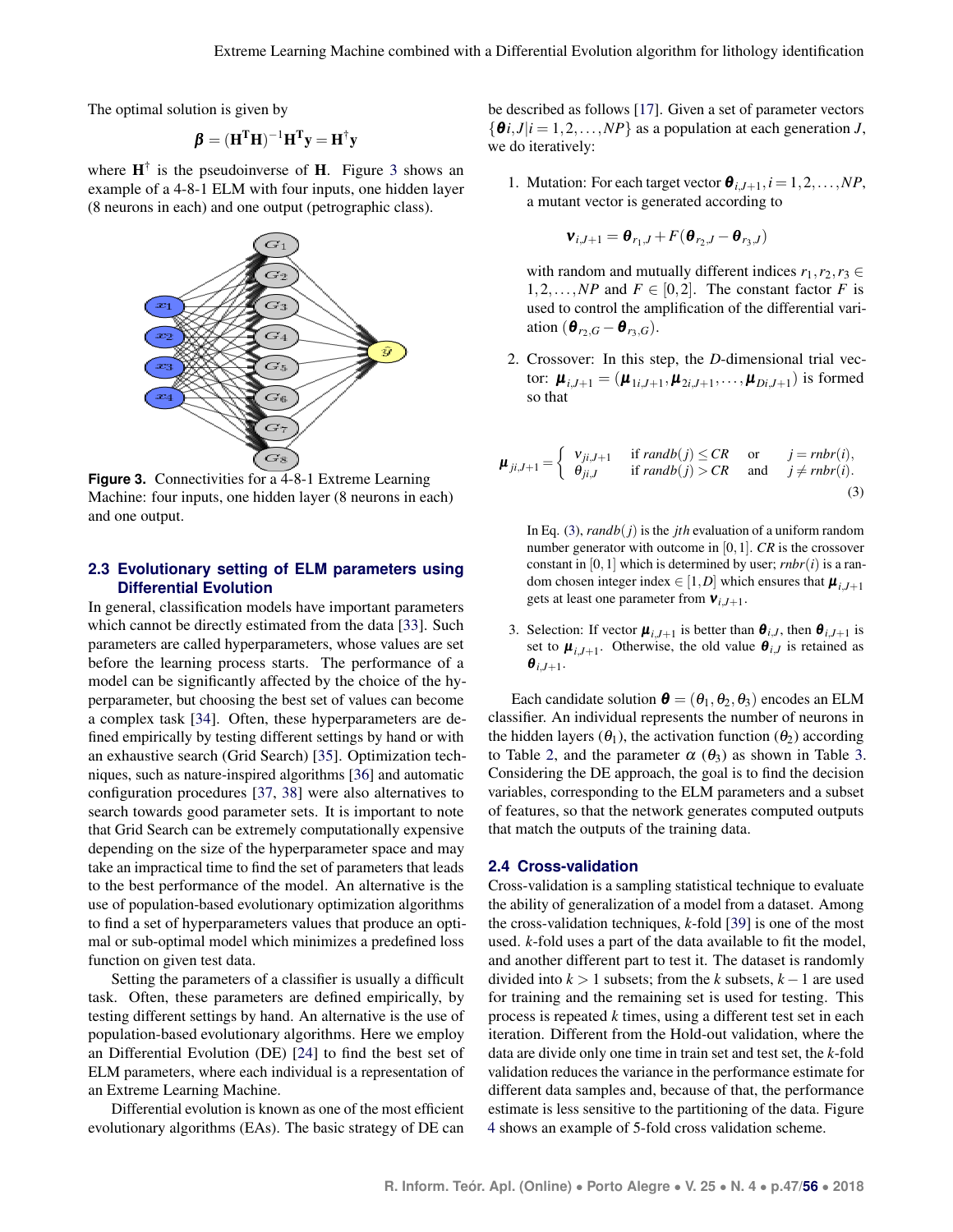The optimal solution is given by

$$\boldsymbol{\beta} = (\mathbf{H}^{\mathbf{T}}\mathbf{H})^{-1}\mathbf{H}^{\mathbf{T}}\mathbf{y} = \mathbf{H}^{\dagger}\mathbf{y}$$

where $\mathbf{H}^{\dagger}$ is the pseudoinverse of $\mathbf{H}$. Figure 3 shows an example of a 4-8-1 ELM with four inputs, one hidden layer (8 neurons in each) and one output (petrographic class).

**Figure 3.** Connectivities for a 4-8-1 Extreme Learning Machine: four inputs, one hidden layer (8 neurons in each) and one output.

### 2.3 Evolutionary setting of ELM parameters using Differential Evolution

In general, classification models have important parameters which cannot be directly estimated from the data [33]. Such parameters are called hyperparameters, whose values are set before the learning process starts. The performance of a model can be significantly affected by the choice of the hyperparameter, but choosing the best set of values can become a complex task [34]. Often, these hyperparameters are defined empirically by testing different settings by hand or with an exhaustive search (Grid Search) [35]. Optimization techniques, such as nature-inspired algorithms [36] and automatic configuration procedures [37, 38] were also alternatives to search towards good parameter sets. It is important to note that Grid Search can be extremely computationally expensive depending on the size of the hyperparameter space and may take an impractical time to find the set of parameters that leads to the best performance of the model. An alternative is the use of population-based evolutionary optimization algorithms to find a set of hyperparameters values that produce an optimal or sub-optimal model which minimizes a predefined loss function on given test data.

Setting the parameters of a classifier is usually a difficult task. Often, these parameters are defined empirically, by testing different settings by hand. An alternative is the use of population-based evolutionary algorithms. Here we employ an Differential Evolution (DE) [24] to find the best set of ELM parameters, where each individual is a representation of an Extreme Learning Machine.

Differential evolution is known as one of the most efficient evolutionary algorithms (EAs). The basic strategy of DE can be described as follows [17]. Given a set of parameter vectors $\{\boldsymbol{\theta}i, J | i = 1, 2, \ldots, NP\}$ as a population at each generation $J$, we do iteratively:

1. Mutation: For each target vector $\boldsymbol{\theta}_{i,J+1}, i = 1, 2, \ldots, NP$, a mutant vector is generated according to

   $$\mathbf{v}_{i,J+1} = \boldsymbol{\theta}_{r_1,J} + F(\boldsymbol{\theta}_{r_2,J} - \boldsymbol{\theta}_{r_3,J})$$

   with random and mutually different indices $r_1, r_2, r_3 \in 1, 2, \ldots, NP$ and $F \in [0, 2]$. The constant factor $F$ is used to control the amplification of the differential variation $(\boldsymbol{\theta}_{r_2,G} - \boldsymbol{\theta}_{r_3,G})$.

2. Crossover: In this step, the $D$-dimensional trial vector: $\boldsymbol{\mu}_{i,J+1} = (\boldsymbol{\mu}_{1i,J+1}, \boldsymbol{\mu}_{2i,J+1}, \ldots, \boldsymbol{\mu}_{Di,J+1})$ is formed so that

$$\boldsymbol{\mu}_{ji,J+1} = \begin{cases} v_{ji,J+1} & \text{if } randb(j) \leq CR \quad \text{or} \quad j = rnbr(i), \\ \theta_{ji,J} & \text{if } randb(j) > CR \quad \text{and} \quad j \neq rnbr(i). \end{cases} \tag{3}$$

   In Eq. (3), $randb(j)$ is the $jth$ evaluation of a uniform random number generator with outcome in $[0, 1]$. $CR$ is the crossover constant in $[0, 1]$ which is determined by user; $rnbr(i)$ is a random chosen integer index $\in [1, D]$ which ensures that $\boldsymbol{\mu}_{i,J+1}$ gets at least one parameter from $\mathbf{v}_{i,J+1}$.

3. Selection: If vector $\boldsymbol{\mu}_{i,J+1}$ is better than $\boldsymbol{\theta}_{i,J}$, then $\boldsymbol{\theta}_{i,J+1}$ is set to $\boldsymbol{\mu}_{i,J+1}$. Otherwise, the old value $\boldsymbol{\theta}_{i,J}$ is retained as $\boldsymbol{\theta}_{i,J+1}$.

Each candidate solution $\boldsymbol{\theta} = (\theta_1, \theta_2, \theta_3)$ encodes an ELM classifier. An individual represents the number of neurons in the hidden layers ($\theta_1$), the activation function ($\theta_2$) according to Table 2, and the parameter $\alpha$ ($\theta_3$) as shown in Table 3. Considering the DE approach, the goal is to find the decision variables, corresponding to the ELM parameters and a subset of features, so that the network generates computed outputs that match the outputs of the training data.

### 2.4 Cross-validation

Cross-validation is a sampling statistical technique to evaluate the ability of generalization of a model from a dataset. Among the cross-validation techniques, $k$-fold [39] is one of the most used. $k$-fold uses a part of the data available to fit the model, and another different part to test it. The dataset is randomly divided into $k > 1$ subsets; from the $k$ subsets, $k - 1$ are used for training and the remaining set is used for testing. This process is repeated $k$ times, using a different test set in each iteration. Different from the Hold-out validation, where the data are divide only one time in train set and test set, the $k$-fold validation reduces the variance in the performance estimate for different data samples and, because of that, the performance estimate is less sensitive to the partitioning of the data. Figure 4 shows an example of 5-fold cross validation scheme.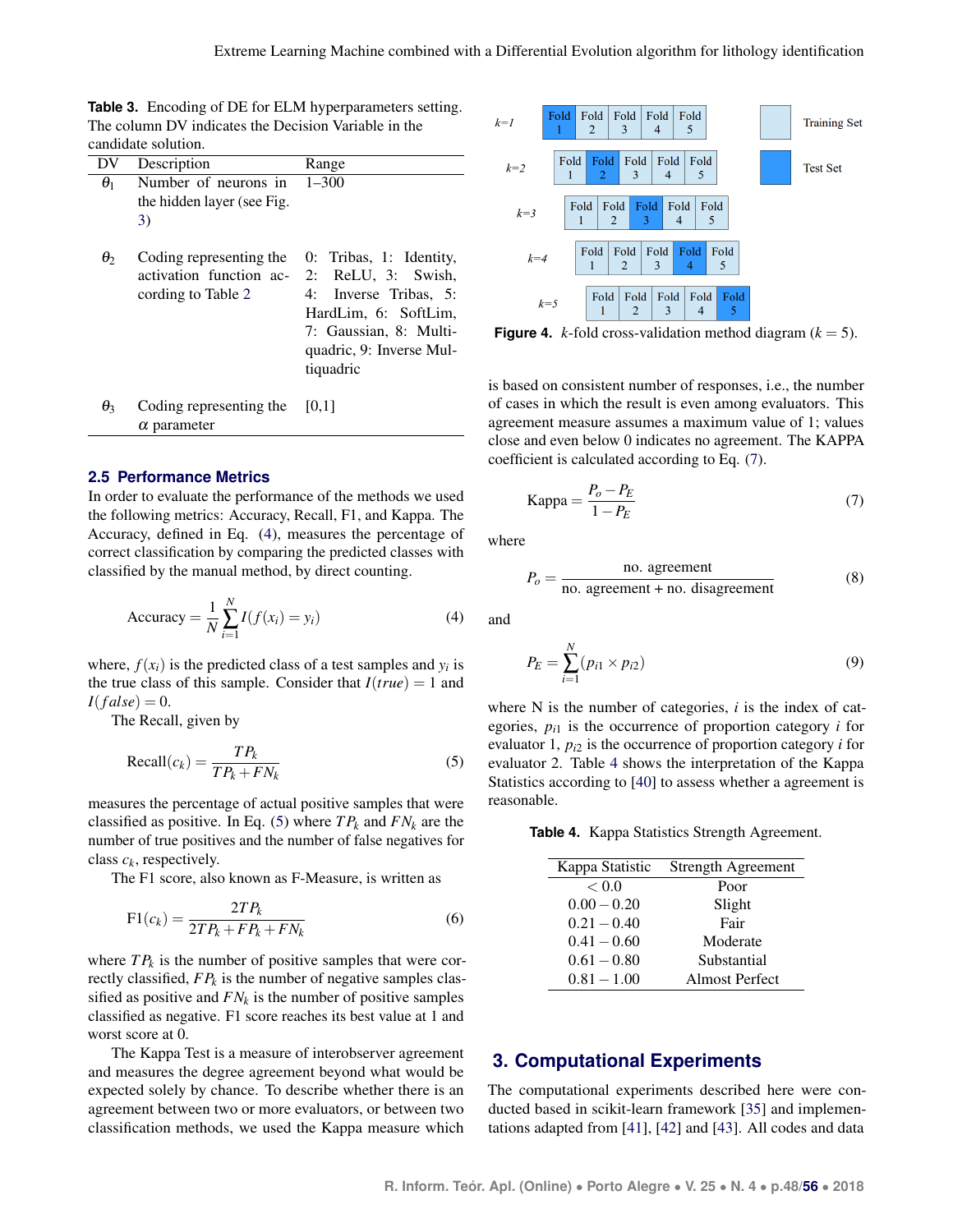**Table 3.** Encoding of DE for ELM hyperparameters setting. The column DV indicates the Decision Variable in the candidate solution.

| DV | Description | Range |
|---|---|---|
| $\theta_1$ | Number of neurons in the hidden layer (see Fig. 3) | 1–300 |
| $\theta_2$ | Coding representing the activation function according to Table 2 | 0: Tribas, 1: Identity, 2: ReLU, 3: Swish, 4: Inverse Tribas, 5: HardLim, 6: SoftLim, 7: Gaussian, 8: Multiquadric, 9: Inverse Multiquadric |
| $\theta_3$ | Coding representing the $\alpha$ parameter | [0,1] |

### 2.5 Performance Metrics

In order to evaluate the performance of the methods we used the following metrics: Accuracy, Recall, F1, and Kappa. The Accuracy, defined in Eq. (4), measures the percentage of correct classification by comparing the predicted classes with classified by the manual method, by direct counting.

$$\text{Accuracy} = \frac{1}{N}\sum_{i=1}^{N} I(f(x_i) = y_i) \tag{4}$$

where, $f(x_i)$ is the predicted class of a test samples and $y_i$ is the true class of this sample. Consider that $I(true) = 1$ and $I(false) = 0$.

The Recall, given by

$$\text{Recall}(c_k) = \frac{TP_k}{TP_k + FN_k} \tag{5}$$

measures the percentage of actual positive samples that were classified as positive. In Eq. (5) where $TP_k$ and $FN_k$ are the number of true positives and the number of false negatives for class $c_k$, respectively.

The F1 score, also known as F-Measure, is written as

$$\text{F1}(c_k) = \frac{2TP_k}{2TP_k + FP_k + FN_k} \tag{6}$$

where $TP_k$ is the number of positive samples that were correctly classified, $FP_k$ is the number of negative samples classified as positive and $FN_k$ is the number of positive samples classified as negative. F1 score reaches its best value at 1 and worst score at 0.

The Kappa Test is a measure of interobserver agreement and measures the degree agreement beyond what would be expected solely by chance. To describe whether there is an agreement between two or more evaluators, or between two classification methods, we used the Kappa measure which is based on consistent number of responses, i.e., the number of cases in which the result is even among evaluators. This agreement measure assumes a maximum value of 1; values close and even below 0 indicates no agreement. The KAPPA coefficient is calculated according to Eq. (7).

| $k$ | | | | | |
|---|---|---|---|---|---|
| $k=1$ | **Fold 1** | Fold 2 | Fold 3 | Fold 4 | Fold 5 |
| $k=2$ | Fold 1 | **Fold 2** | Fold 3 | Fold 4 | Fold 5 |
| $k=3$ | Fold 1 | Fold 2 | **Fold 3** | Fold 4 | Fold 5 |
| $k=4$ | Fold 1 | Fold 2 | Fold 3 | **Fold 4** | Fold 5 |
| $k=5$ | Fold 1 | Fold 2 | Fold 3 | Fold 4 | **Fold 5** |

Legend: Training Set (light); Test Set (bold)

**Figure 4.** $k$-fold cross-validation method diagram ($k = 5$).

$$\text{Kappa} = \frac{P_o - P_E}{1 - P_E} \tag{7}$$

where

$$P_o = \frac{\text{no. agreement}}{\text{no. agreement + no. disagreement}} \tag{8}$$

and

$$P_E = \sum_{i=1}^{N}(p_{i1} \times p_{i2}) \tag{9}$$

where N is the number of categories, $i$ is the index of categories, $p_{i1}$ is the occurrence of proportion category $i$ for evaluator 1, $p_{i2}$ is the occurrence of proportion category $i$ for evaluator 2. Table 4 shows the interpretation of the Kappa Statistics according to [40] to assess whether a agreement is reasonable.

**Table 4.** Kappa Statistics Strength Agreement.

| Kappa Statistic | Strength Agreement |
|---|---|
| $< 0.0$ | Poor |
| $0.00 - 0.20$ | Slight |
| $0.21 - 0.40$ | Fair |
| $0.41 - 0.60$ | Moderate |
| $0.61 - 0.80$ | Substantial |
| $0.81 - 1.00$ | Almost Perfect |

## 3. Computational Experiments

The computational experiments described here were conducted based in scikit-learn framework [35] and implementations adapted from [41], [42] and [43]. All codes and data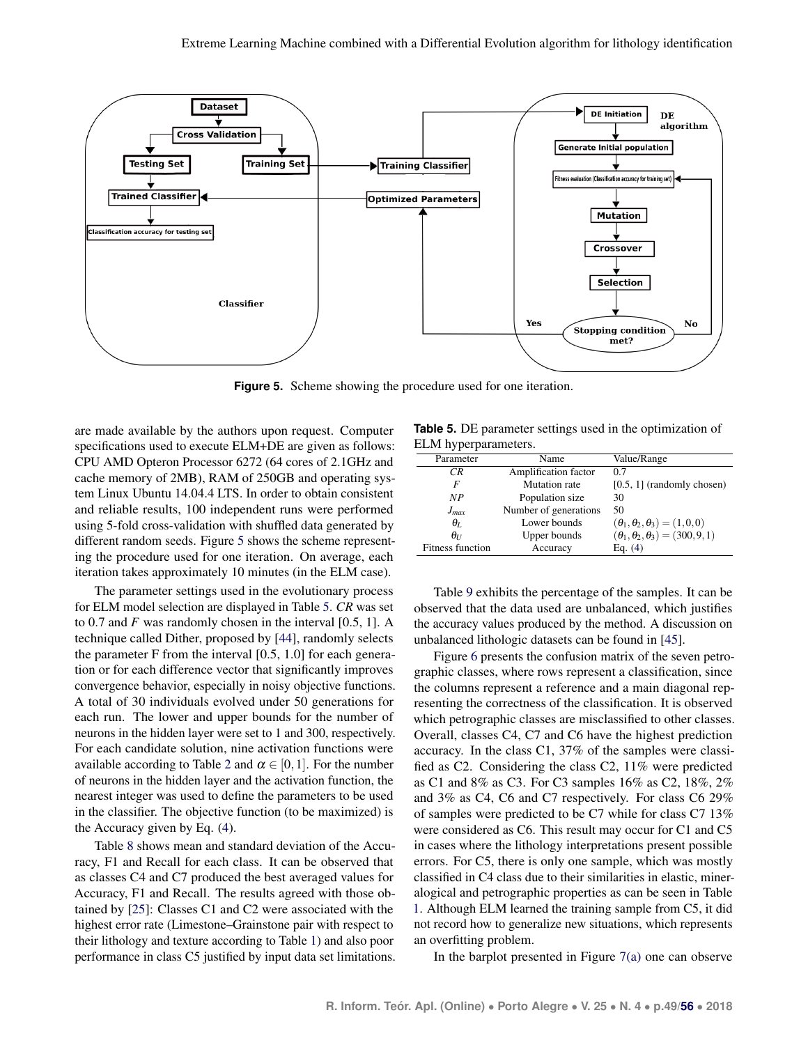Figure 5. Scheme showing the procedure used for one iteration.

are made available by the authors upon request. Computer specifications used to execute ELM+DE are given as follows: CPU AMD Opteron Processor 6272 (64 cores of 2.1GHz and cache memory of 2MB), RAM of 250GB and operating system Linux Ubuntu 14.04.4 LTS. In order to obtain consistent and reliable results, 100 independent runs were performed using 5-fold cross-validation with shuffled data generated by different random seeds. Figure 5 shows the scheme representing the procedure used for one iteration. On average, each iteration takes approximately 10 minutes (in the ELM case).

The parameter settings used in the evolutionary process for ELM model selection are displayed in Table 5. *CR* was set to 0.7 and *F* was randomly chosen in the interval [0.5, 1]. A technique called Dither, proposed by [44], randomly selects the parameter F from the interval [0.5, 1.0] for each generation or for each difference vector that significantly improves convergence behavior, especially in noisy objective functions. A total of 30 individuals evolved under 50 generations for each run. The lower and upper bounds for the number of neurons in the hidden layer were set to 1 and 300, respectively. For each candidate solution, nine activation functions were available according to Table 2 and $\alpha \in [0,1]$. For the number of neurons in the hidden layer and the activation function, the nearest integer was used to define the parameters to be used in the classifier. The objective function (to be maximized) is the Accuracy given by Eq. (4).

Table 8 shows mean and standard deviation of the Accuracy, F1 and Recall for each class. It can be observed that as classes C4 and C7 produced the best averaged values for Accuracy, F1 and Recall. The results agreed with those obtained by [25]: Classes C1 and C2 were associated with the highest error rate (Limestone–Grainstone pair with respect to their lithology and texture according to Table 1) and also poor performance in class C5 justified by input data set limitations.

**Table 5.** DE parameter settings used in the optimization of ELM hyperparameters.

| Parameter | Name | Value/Range |
|---|---|---|
| $CR$ | Amplification factor | 0.7 |
| $F$ | Mutation rate | [0.5, 1] (randomly chosen) |
| $NP$ | Population size | 30 |
| $J_{max}$ | Number of generations | 50 |
| $\theta_L$ | Lower bounds | $(\theta_1, \theta_2, \theta_3) = (1, 0, 0)$ |
| $\theta_U$ | Upper bounds | $(\theta_1, \theta_2, \theta_3) = (300, 9, 1)$ |
| Fitness function | Accuracy | Eq. (4) |

Table 9 exhibits the percentage of the samples. It can be observed that the data used are unbalanced, which justifies the accuracy values produced by the method. A discussion on unbalanced lithologic datasets can be found in [45].

Figure 6 presents the confusion matrix of the seven petrographic classes, where rows represent a classification, since the columns represent a reference and a main diagonal representing the correctness of the classification. It is observed which petrographic classes are misclassified to other classes. Overall, classes C4, C7 and C6 have the highest prediction accuracy. In the class C1, 37% of the samples were classified as C2. Considering the class C2, 11% were predicted as C1 and 8% as C3. For C3 samples 16% as C2, 18%, 2% and 3% as C4, C6 and C7 respectively. For class C6 29% of samples were predicted to be C7 while for class C7 13% were considered as C6. This result may occur for C1 and C5 in cases where the lithology interpretations present possible errors. For C5, there is only one sample, which was mostly classified in C4 class due to their similarities in elastic, mineralogical and petrographic properties as can be seen in Table 1. Although ELM learned the training sample from C5, it did not record how to generalize new situations, which represents an overfitting problem.

In the barplot presented in Figure 7(a) one can observe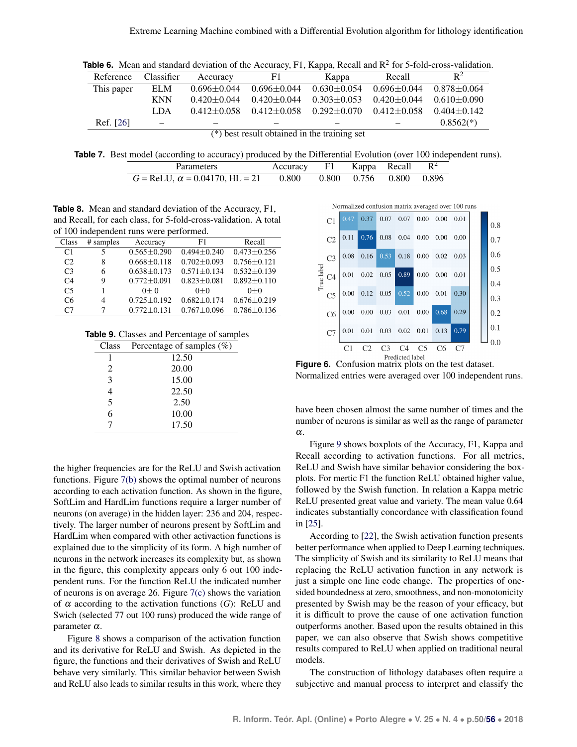**Table 6.** Mean and standard deviation of the Accuracy, F1, Kappa, Recall and $R^2$ for 5-fold-cross-validation.

| Reference | Classifier | Accuracy | F1 | Kappa | Recall | $R^2$ |
|---|---|---|---|---|---|---|
| This paper | ELM | 0.696±0.044 | 0.696±0.044 | 0.630±0.054 | 0.696±0.044 | 0.878±0.064 |
| | KNN | 0.420±0.044 | 0.420±0.044 | 0.303±0.053 | 0.420±0.044 | 0.610±0.090 |
| | LDA | 0.412±0.058 | 0.412±0.058 | 0.292±0.070 | 0.412±0.058 | 0.404±0.142 |
| Ref. [26] | – | – | – | – | – | 0.8562(*) |

(*) best result obtained in the training set

**Table 7.** Best model (according to accuracy) produced by the Differential Evolution (over 100 independent runs).

| Parameters | Accuracy | F1 | Kappa | Recall | $R^2$ |
|---|---|---|---|---|---|
| $G$ = ReLU, $\alpha$ = 0.04170, HL = 21 | 0.800 | 0.800 | 0.756 | 0.800 | 0.896 |

**Table 8.** Mean and standard deviation of the Accuracy, F1, and Recall, for each class, for 5-fold-cross-validation. A total of 100 independent runs were performed.

| Class | # samples | Accuracy | F1 | Recall |
|---|---|---|---|---|
| C1 | 5 | 0.565±0.290 | 0.494±0.240 | 0.473±0.256 |
| C2 | 8 | 0.668±0.118 | 0.702±0.093 | 0.756±0.121 |
| C3 | 6 | 0.638±0.173 | 0.571±0.134 | 0.532±0.139 |
| C4 | 9 | 0.772±0.091 | 0.823±0.081 | 0.892±0.110 |
| C5 | 1 | 0± 0 | 0±0 | 0±0 |
| C6 | 4 | 0.725±0.192 | 0.682±0.174 | 0.676±0.219 |
| C7 | 7 | 0.772±0.131 | 0.767±0.096 | 0.786±0.136 |

**Table 9.** Classes and Percentage of samples

| Class | Percentage of samples (%) |
|---|---|
| 1 | 12.50 |
| 2 | 20.00 |
| 3 | 15.00 |
| 4 | 22.50 |
| 5 | 2.50 |
| 6 | 10.00 |
| 7 | 17.50 |

the higher frequencies are for the ReLU and Swish activation functions. Figure 7(b) shows the optimal number of neurons according to each activation function. As shown in the figure, SoftLim and HardLim functions require a larger number of neurons (on average) in the hidden layer: 236 and 204, respectively. The larger number of neurons present by SoftLim and HardLim when compared with other activaction functions is explained due to the simplicity of its form. A high number of neurons in the network increases its complexity but, as shown in the figure, this complexity appears only 6 out 100 independent runs. For the function ReLU the indicated number of neurons is on average 26. Figure 7(c) shows the variation of $\alpha$ according to the activation functions ($G$): ReLU and Swich (selected 77 out 100 runs) produced the wide range of parameter $\alpha$.

Figure 8 shows a comparison of the activation function and its derivative for ReLU and Swish. As depicted in the figure, the functions and their derivatives of Swish and ReLU behave very similarly. This similar behavior between Swish and ReLU also leads to similar results in this work, where they

Normalized confusion matrix averaged over 100 runs

| True label \ Predicted label | C1 | C2 | C3 | C4 | C5 | C6 | C7 |
|---|---|---|---|---|---|---|---|
| C1 | 0.47 | 0.37 | 0.07 | 0.07 | 0.00 | 0.00 | 0.01 |
| C2 | 0.11 | 0.76 | 0.08 | 0.04 | 0.00 | 0.00 | 0.00 |
| C3 | 0.08 | 0.16 | 0.53 | 0.18 | 0.00 | 0.02 | 0.03 |
| C4 | 0.01 | 0.02 | 0.05 | 0.89 | 0.00 | 0.00 | 0.01 |
| C5 | 0.00 | 0.12 | 0.05 | 0.52 | 0.00 | 0.01 | 0.30 |
| C6 | 0.00 | 0.00 | 0.03 | 0.01 | 0.00 | 0.68 | 0.29 |
| C7 | 0.01 | 0.01 | 0.03 | 0.02 | 0.01 | 0.13 | 0.79 |

**Figure 6.** Confusion matrix plots on the test dataset. Normalized entries were averaged over 100 independent runs.

have been chosen almost the same number of times and the number of neurons is similar as well as the range of parameter $\alpha$.

Figure 9 shows boxplots of the Accuracy, F1, Kappa and Recall according to activation functions. For all metrics, ReLU and Swish have similar behavior considering the boxplots. For mertic F1 the function ReLU obtained higher value, followed by the Swish function. In relation a Kappa metric ReLU presented great value and variety. The mean value 0.64 indicates substantially concordance with classification found in [25].

According to [22], the Swish activation function presents better performance when applied to Deep Learning techniques. The simplicity of Swish and its similarity to ReLU means that replacing the ReLU activation function in any network is just a simple one line code change. The properties of one-sided boundedness at zero, smoothness, and non-monotonicity presented by Swish may be the reason of its efficacy, but it is difficult to prove the cause of one activation function outperforms another. Based upon the results obtained in this paper, we can also observe that Swish shows competitive results compared to ReLU when applied on traditional neural models.

The construction of lithology databases often require a subjective and manual process to interpret and classify the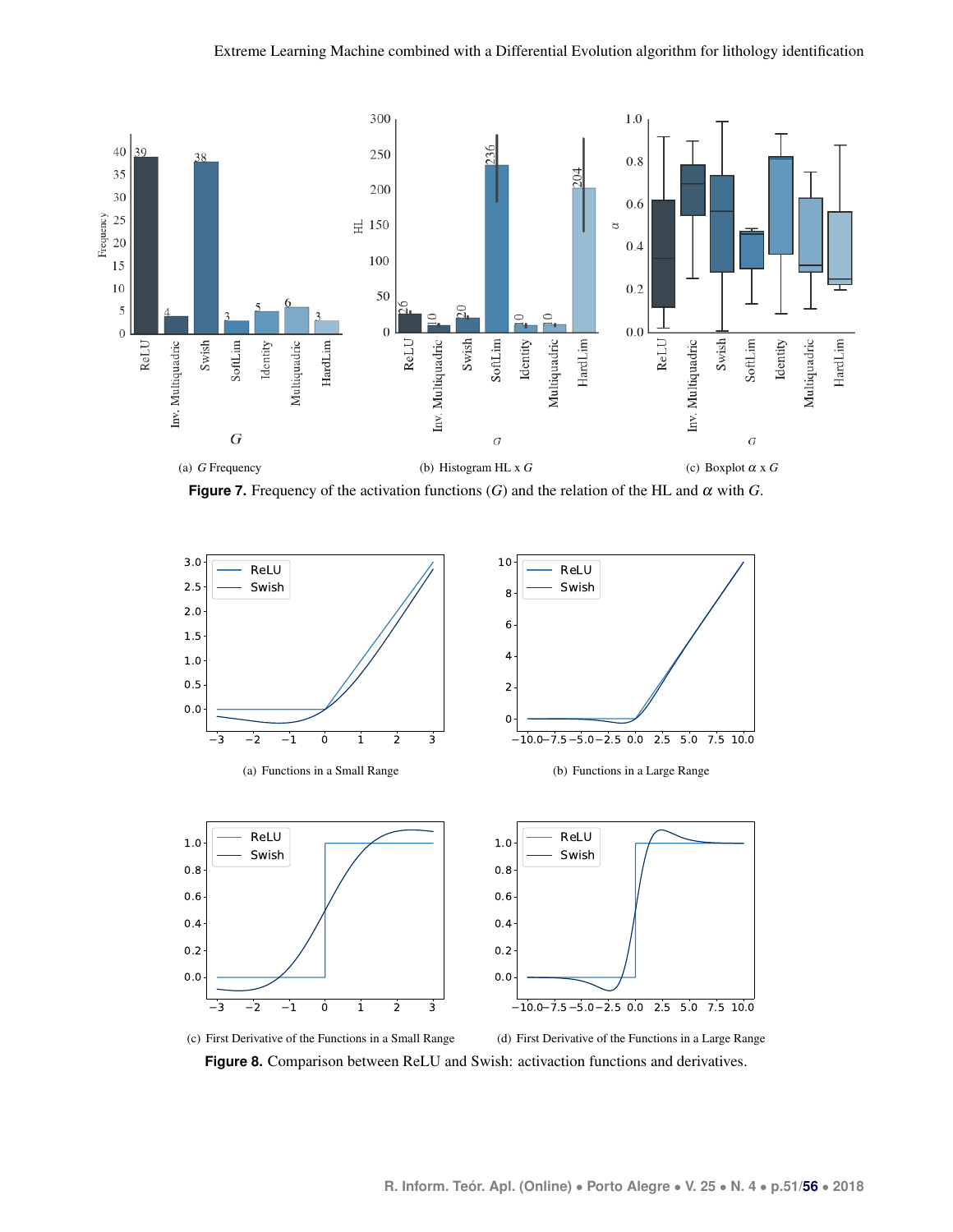(a) $G$ Frequency

(b) Histogram HL x $G$

(c) Boxplot $\alpha$ x $G$

**Figure 7.** Frequency of the activation functions ($G$) and the relation of the HL and $\alpha$ with $G$.

(a) Functions in a Small Range

(b) Functions in a Large Range

(c) First Derivative of the Functions in a Small Range

(d) First Derivative of the Functions in a Large Range

**Figure 8.** Comparison between ReLU and Swish: activaction functions and derivatives.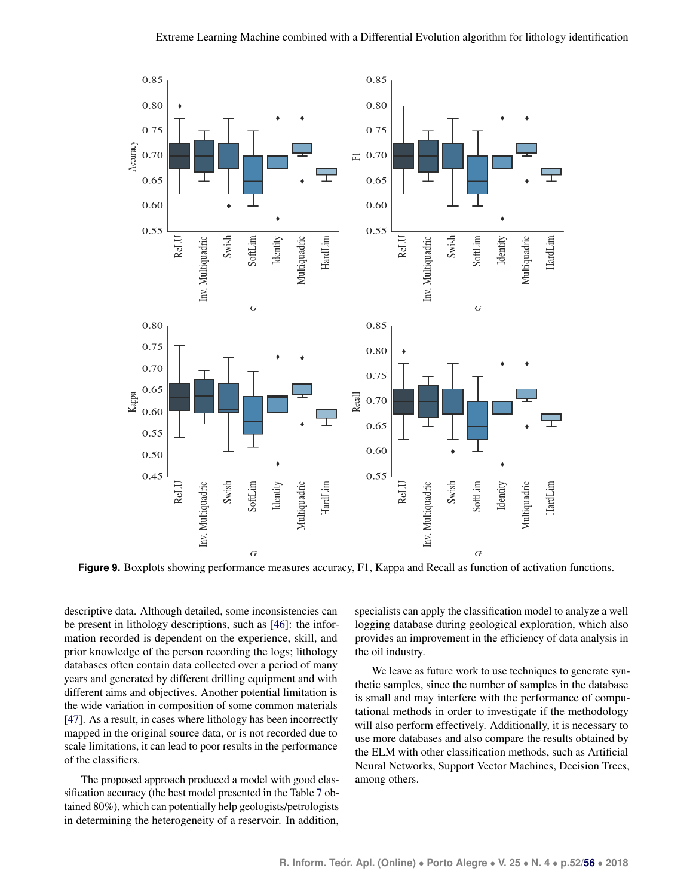**Figure 9.** Boxplots showing performance measures accuracy, F1, Kappa and Recall as function of activation functions.

descriptive data. Although detailed, some inconsistencies can be present in lithology descriptions, such as [46]: the information recorded is dependent on the experience, skill, and prior knowledge of the person recording the logs; lithology databases often contain data collected over a period of many years and generated by different drilling equipment and with different aims and objectives. Another potential limitation is the wide variation in composition of some common materials [47]. As a result, in cases where lithology has been incorrectly mapped in the original source data, or is not recorded due to scale limitations, it can lead to poor results in the performance of the classifiers.

The proposed approach produced a model with good classification accuracy (the best model presented in the Table 7 obtained 80%), which can potentially help geologists/petrologists in determining the heterogeneity of a reservoir. In addition, specialists can apply the classification model to analyze a well logging database during geological exploration, which also provides an improvement in the efficiency of data analysis in the oil industry.

We leave as future work to use techniques to generate synthetic samples, since the number of samples in the database is small and may interfere with the performance of computational methods in order to investigate if the methodology will also perform effectively. Additionally, it is necessary to use more databases and also compare the results obtained by the ELM with other classification methods, such as Artificial Neural Networks, Support Vector Machines, Decision Trees, among others.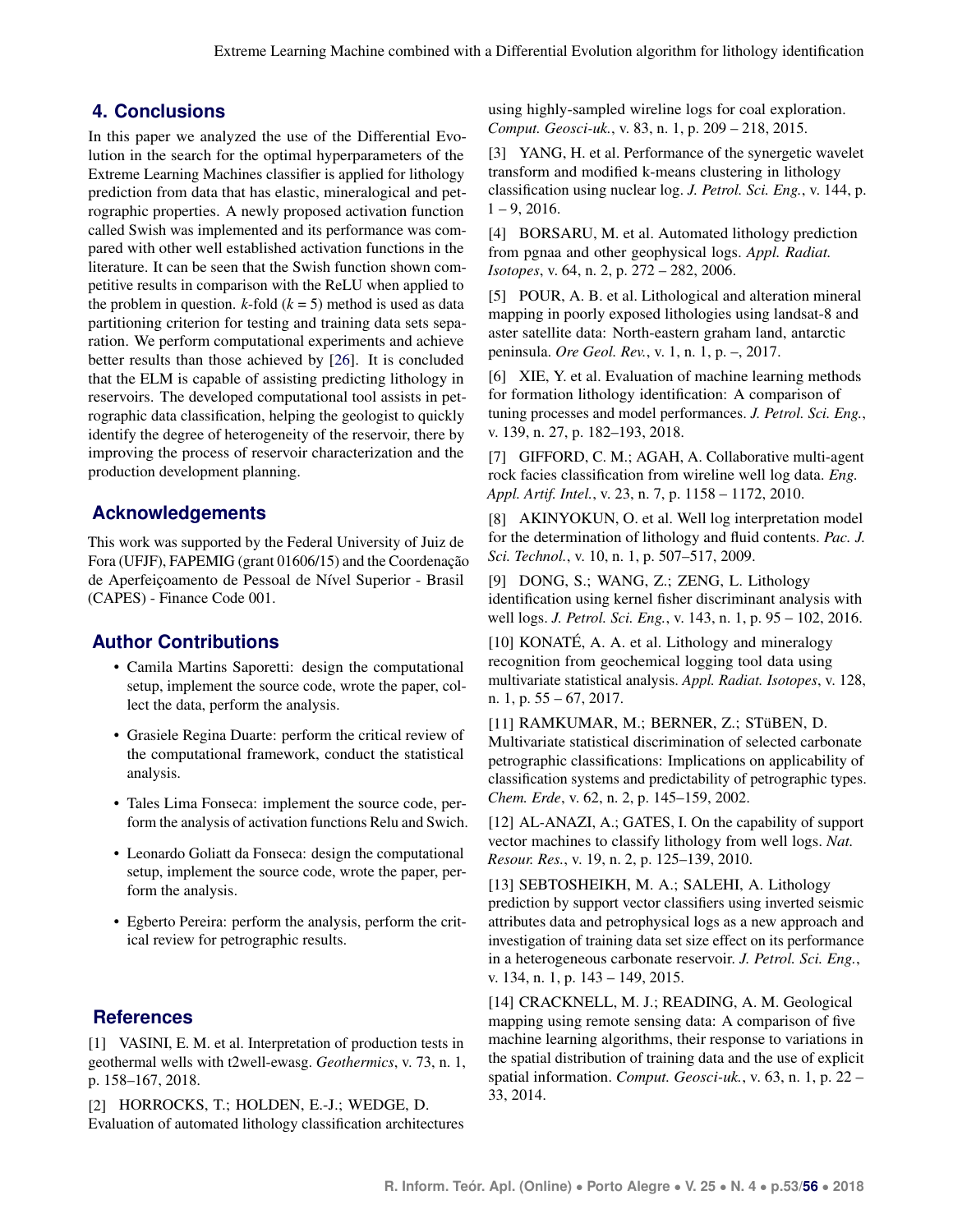## 4. Conclusions

In this paper we analyzed the use of the Differential Evolution in the search for the optimal hyperparameters of the Extreme Learning Machines classifier is applied for lithology prediction from data that has elastic, mineralogical and petrographic properties. A newly proposed activation function called Swish was implemented and its performance was compared with other well established activation functions in the literature. It can be seen that the Swish function shown competitive results in comparison with the ReLU when applied to the problem in question. $k$-fold ($k = 5$) method is used as data partitioning criterion for testing and training data sets separation. We perform computational experiments and achieve better results than those achieved by [26]. It is concluded that the ELM is capable of assisting predicting lithology in reservoirs. The developed computational tool assists in petrographic data classification, helping the geologist to quickly identify the degree of heterogeneity of the reservoir, there by improving the process of reservoir characterization and the production development planning.

## Acknowledgements

This work was supported by the Federal University of Juiz de Fora (UFJF), FAPEMIG (grant 01606/15) and the Coordenação de Aperfeiçoamento de Pessoal de Nível Superior - Brasil (CAPES) - Finance Code 001.

## Author Contributions

- Camila Martins Saporetti: design the computational setup, implement the source code, wrote the paper, collect the data, perform the analysis.
- Grasiele Regina Duarte: perform the critical review of the computational framework, conduct the statistical analysis.
- Tales Lima Fonseca: implement the source code, perform the analysis of activation functions Relu and Swich.
- Leonardo Goliatt da Fonseca: design the computational setup, implement the source code, wrote the paper, perform the analysis.
- Egberto Pereira: perform the analysis, perform the critical review for petrographic results.

## References

[1] VASINI, E. M. et al. Interpretation of production tests in geothermal wells with t2well-ewasg. *Geothermics*, v. 73, n. 1, p. 158–167, 2018.

[2] HORROCKS, T.; HOLDEN, E.-J.; WEDGE, D. Evaluation of automated lithology classification architectures using highly-sampled wireline logs for coal exploration. *Comput. Geosci-uk.*, v. 83, n. 1, p. 209 – 218, 2015.

[3] YANG, H. et al. Performance of the synergetic wavelet transform and modified k-means clustering in lithology classification using nuclear log. *J. Petrol. Sci. Eng.*, v. 144, p. 1 – 9, 2016.

[4] BORSARU, M. et al. Automated lithology prediction from pgnaa and other geophysical logs. *Appl. Radiat. Isotopes*, v. 64, n. 2, p. 272 – 282, 2006.

[5] POUR, A. B. et al. Lithological and alteration mineral mapping in poorly exposed lithologies using landsat-8 and aster satellite data: North-eastern graham land, antarctic peninsula. *Ore Geol. Rev.*, v. 1, n. 1, p. –, 2017.

[6] XIE, Y. et al. Evaluation of machine learning methods for formation lithology identification: A comparison of tuning processes and model performances. *J. Petrol. Sci. Eng.*, v. 139, n. 27, p. 182–193, 2018.

[7] GIFFORD, C. M.; AGAH, A. Collaborative multi-agent rock facies classification from wireline well log data. *Eng. Appl. Artif. Intel.*, v. 23, n. 7, p. 1158 – 1172, 2010.

[8] AKINYOKUN, O. et al. Well log interpretation model for the determination of lithology and fluid contents. *Pac. J. Sci. Technol.*, v. 10, n. 1, p. 507–517, 2009.

[9] DONG, S.; WANG, Z.; ZENG, L. Lithology identification using kernel fisher discriminant analysis with well logs. *J. Petrol. Sci. Eng.*, v. 143, n. 1, p. 95 – 102, 2016.

[10] KONATÉ, A. A. et al. Lithology and mineralogy recognition from geochemical logging tool data using multivariate statistical analysis. *Appl. Radiat. Isotopes*, v. 128, n. 1, p. 55 – 67, 2017.

[11] RAMKUMAR, M.; BERNER, Z.; STüBEN, D. Multivariate statistical discrimination of selected carbonate petrographic classifications: Implications on applicability of classification systems and predictability of petrographic types. *Chem. Erde*, v. 62, n. 2, p. 145–159, 2002.

[12] AL-ANAZI, A.; GATES, I. On the capability of support vector machines to classify lithology from well logs. *Nat. Resour. Res.*, v. 19, n. 2, p. 125–139, 2010.

[13] SEBTOSHEIKH, M. A.; SALEHI, A. Lithology prediction by support vector classifiers using inverted seismic attributes data and petrophysical logs as a new approach and investigation of training data set size effect on its performance in a heterogeneous carbonate reservoir. *J. Petrol. Sci. Eng.*, v. 134, n. 1, p. 143 – 149, 2015.

[14] CRACKNELL, M. J.; READING, A. M. Geological mapping using remote sensing data: A comparison of five machine learning algorithms, their response to variations in the spatial distribution of training data and the use of explicit spatial information. *Comput. Geosci-uk.*, v. 63, n. 1, p. 22 – 33, 2014.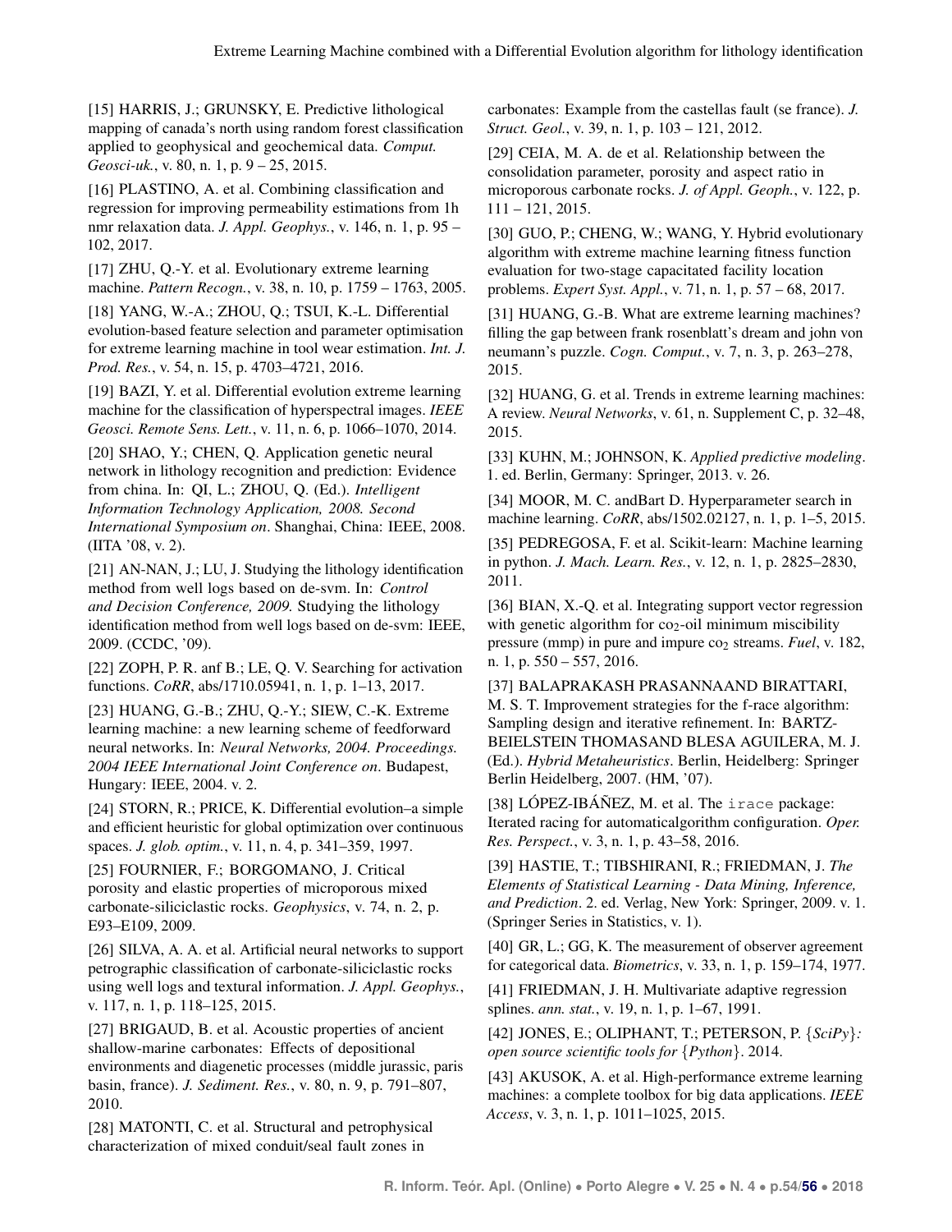[15] HARRIS, J.; GRUNSKY, E. Predictive lithological mapping of canada's north using random forest classification applied to geophysical and geochemical data. *Comput. Geosci-uk.*, v. 80, n. 1, p. 9 – 25, 2015.

[16] PLASTINO, A. et al. Combining classification and regression for improving permeability estimations from 1h nmr relaxation data. *J. Appl. Geophys.*, v. 146, n. 1, p. 95 – 102, 2017.

[17] ZHU, Q.-Y. et al. Evolutionary extreme learning machine. *Pattern Recogn.*, v. 38, n. 10, p. 1759 – 1763, 2005.

[18] YANG, W.-A.; ZHOU, Q.; TSUI, K.-L. Differential evolution-based feature selection and parameter optimisation for extreme learning machine in tool wear estimation. *Int. J. Prod. Res.*, v. 54, n. 15, p. 4703–4721, 2016.

[19] BAZI, Y. et al. Differential evolution extreme learning machine for the classification of hyperspectral images. *IEEE Geosci. Remote Sens. Lett.*, v. 11, n. 6, p. 1066–1070, 2014.

[20] SHAO, Y.; CHEN, Q. Application genetic neural network in lithology recognition and prediction: Evidence from china. In: QI, L.; ZHOU, Q. (Ed.). *Intelligent Information Technology Application, 2008. Second International Symposium on*. Shanghai, China: IEEE, 2008. (IITA '08, v. 2).

[21] AN-NAN, J.; LU, J. Studying the lithology identification method from well logs based on de-svm. In: *Control and Decision Conference, 2009.* Studying the lithology identification method from well logs based on de-svm: IEEE, 2009. (CCDC, '09).

[22] ZOPH, P. R. anf B.; LE, Q. V. Searching for activation functions. *CoRR*, abs/1710.05941, n. 1, p. 1–13, 2017.

[23] HUANG, G.-B.; ZHU, Q.-Y.; SIEW, C.-K. Extreme learning machine: a new learning scheme of feedforward neural networks. In: *Neural Networks, 2004. Proceedings. 2004 IEEE International Joint Conference on*. Budapest, Hungary: IEEE, 2004. v. 2.

[24] STORN, R.; PRICE, K. Differential evolution–a simple and efficient heuristic for global optimization over continuous spaces. *J. glob. optim.*, v. 11, n. 4, p. 341–359, 1997.

[25] FOURNIER, F.; BORGOMANO, J. Critical porosity and elastic properties of microporous mixed carbonate-siliciclastic rocks. *Geophysics*, v. 74, n. 2, p. E93–E109, 2009.

[26] SILVA, A. A. et al. Artificial neural networks to support petrographic classification of carbonate-siliciclastic rocks using well logs and textural information. *J. Appl. Geophys.*, v. 117, n. 1, p. 118–125, 2015.

[27] BRIGAUD, B. et al. Acoustic properties of ancient shallow-marine carbonates: Effects of depositional environments and diagenetic processes (middle jurassic, paris basin, france). *J. Sediment. Res.*, v. 80, n. 9, p. 791–807, 2010.

[28] MATONTI, C. et al. Structural and petrophysical characterization of mixed conduit/seal fault zones in carbonates: Example from the castellas fault (se france). *J. Struct. Geol.*, v. 39, n. 1, p. 103 – 121, 2012.

[29] CEIA, M. A. de et al. Relationship between the consolidation parameter, porosity and aspect ratio in microporous carbonate rocks. *J. of Appl. Geoph.*, v. 122, p. 111 – 121, 2015.

[30] GUO, P.; CHENG, W.; WANG, Y. Hybrid evolutionary algorithm with extreme machine learning fitness function evaluation for two-stage capacitated facility location problems. *Expert Syst. Appl.*, v. 71, n. 1, p. 57 – 68, 2017.

[31] HUANG, G.-B. What are extreme learning machines? filling the gap between frank rosenblatt's dream and john von neumann's puzzle. *Cogn. Comput.*, v. 7, n. 3, p. 263–278, 2015.

[32] HUANG, G. et al. Trends in extreme learning machines: A review. *Neural Networks*, v. 61, n. Supplement C, p. 32–48, 2015.

[33] KUHN, M.; JOHNSON, K. *Applied predictive modeling*. 1. ed. Berlin, Germany: Springer, 2013. v. 26.

[34] MOOR, M. C. andBart D. Hyperparameter search in machine learning. *CoRR*, abs/1502.02127, n. 1, p. 1–5, 2015.

[35] PEDREGOSA, F. et al. Scikit-learn: Machine learning in python. *J. Mach. Learn. Res.*, v. 12, n. 1, p. 2825–2830, 2011.

[36] BIAN, X.-Q. et al. Integrating support vector regression with genetic algorithm for $co_2$-oil minimum miscibility pressure (mmp) in pure and impure $co_2$ streams. *Fuel*, v. 182, n. 1, p. 550 – 557, 2016.

[37] BALAPRAKASH PRASANNAAND BIRATTARI, M. S. T. Improvement strategies for the f-race algorithm: Sampling design and iterative refinement. In: BARTZ-BEIELSTEIN THOMASAND BLESA AGUILERA, M. J. (Ed.). *Hybrid Metaheuristics*. Berlin, Heidelberg: Springer Berlin Heidelberg, 2007. (HM, '07).

[38] LÓPEZ-IBÁÑEZ, M. et al. The `irace` package: Iterated racing for automaticalgorithm configuration. *Oper. Res. Perspect.*, v. 3, n. 1, p. 43–58, 2016.

[39] HASTIE, T.; TIBSHIRANI, R.; FRIEDMAN, J. *The Elements of Statistical Learning - Data Mining, Inference, and Prediction*. 2. ed. Verlag, New York: Springer, 2009. v. 1. (Springer Series in Statistics, v. 1).

[40] GR, L.; GG, K. The measurement of observer agreement for categorical data. *Biometrics*, v. 33, n. 1, p. 159–174, 1977.

[41] FRIEDMAN, J. H. Multivariate adaptive regression splines. *ann. stat.*, v. 19, n. 1, p. 1–67, 1991.

[42] JONES, E.; OLIPHANT, T.; PETERSON, P. *{SciPy}: open source scientific tools for {Python}*. 2014.

[43] AKUSOK, A. et al. High-performance extreme learning machines: a complete toolbox for big data applications. *IEEE Access*, v. 3, n. 1, p. 1011–1025, 2015.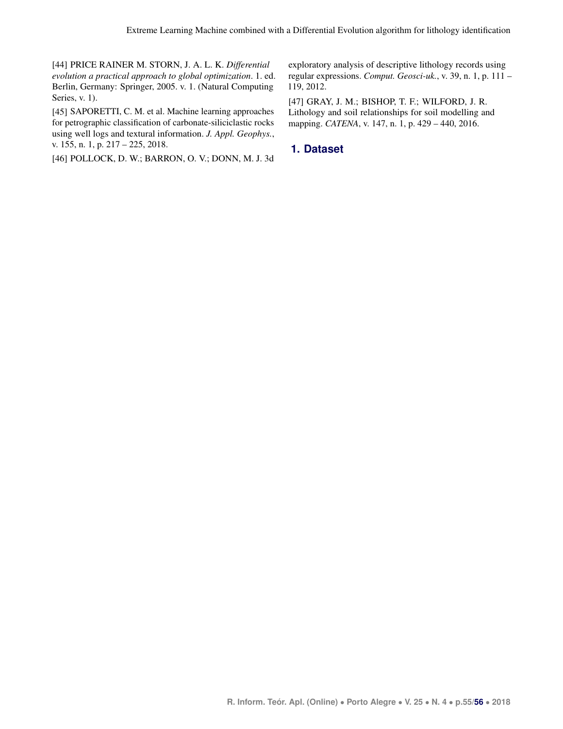[44] PRICE RAINER M. STORN, J. A. L. K. *Differential evolution a practical approach to global optimization*. 1. ed. Berlin, Germany: Springer, 2005. v. 1. (Natural Computing Series, v. 1).

[45] SAPORETTI, C. M. et al. Machine learning approaches for petrographic classification of carbonate-siliciclastic rocks using well logs and textural information. *J. Appl. Geophys.*, v. 155, n. 1, p. 217 – 225, 2018.

[46] POLLOCK, D. W.; BARRON, O. V.; DONN, M. J. 3d exploratory analysis of descriptive lithology records using regular expressions. *Comput. Geosci-uk.*, v. 39, n. 1, p. 111 – 119, 2012.

[47] GRAY, J. M.; BISHOP, T. F.; WILFORD, J. R. Lithology and soil relationships for soil modelling and mapping. *CATENA*, v. 147, n. 1, p. 429 – 440, 2016.

## 1. Dataset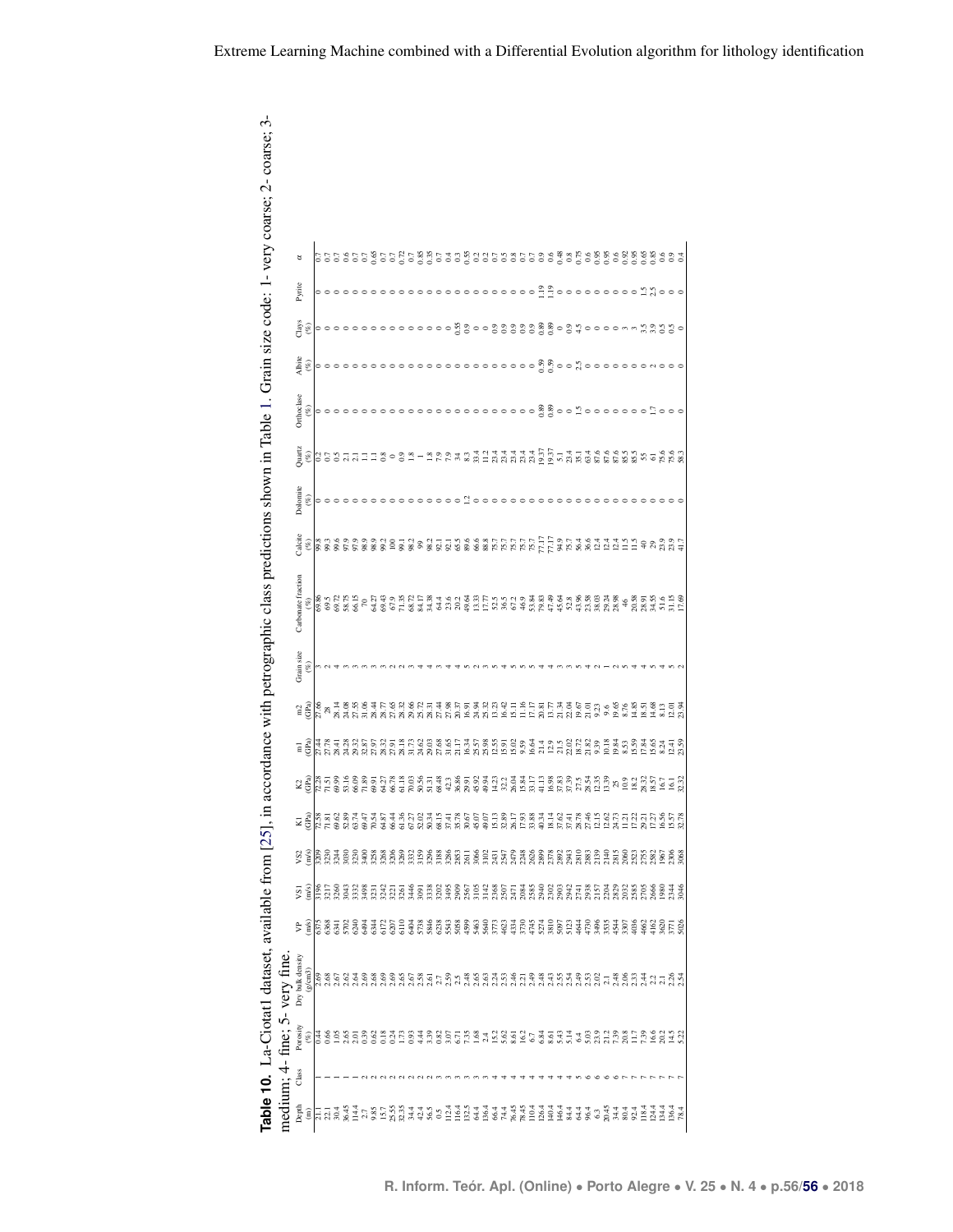**Table 10**. La-Ciotat1 dataset, available from [25], in accordance with petrographic class predictions shown in Table 1. Grain size code: 1- very coarse; 2- coarse; 3- medium; 4- fine; 5- very fine.

| Depth (m) | Class | Porosity (%) | Dry bulk density (g/cm3) | VP (m/s) | VS1 (m/s) | VS2 (m/s) | K1 (GPa) | K2 (GPa) | m1 (GPa) | m2 (GPa) | Grain size (%) | Carbonate fraction (%) | Calcite (%) | Dolomite (%) | Quartz (%) | Orthoclase (%) | Albite (%) | Clays (%) | Pyrite | α |
|---|---|---|---|---|---|---|---|---|---|---|---|---|---|---|---|---|---|---|---|---|
| 21.1 | 1 | 0.44 | 2.69 | 6375 | 3196 | 3209 | 72.58 | 72.28 | 27.44 | 27.66 | 3 | 69.86 | 99.8 | 0 | 0.2 | 0 | 0 | 0 | 0 | 0.7 |
| 22.1 | 1 | 0.66 | 2.68 | 6368 | 3217 | 3230 | 71.81 | 71.51 | 27.78 | 28 | 2 | 69.5 | 99.3 | 0 | 0.7 | 0 | 0 | 0 | 0 | 0.7 |
| 30.4 | 1 | 1.05 | 2.67 | 6341 | 3260 | 3244 | 69.62 | 69.99 | 28.41 | 28.14 | 4 | 69.72 | 99.6 | 0 | 0.5 | 0 | 0 | 0 | 0 | 0.7 |
| 36.45 | 1 | 2.65 | 2.62 | 5702 | 3043 | 3030 | 52.89 | 53.16 | 24.28 | 24.08 | 3 | 58.75 | 97.9 | 0 | 2.1 | 0 | 0 | 0 | 0 | 0.6 |
| 114.4 | 1 | 2.01 | 2.64 | 6240 | 3332 | 3250 | 63.74 | 66.09 | 29.32 | 27.55 | 3 | 66.15 | 97.9 | 0 | 2.1 | 0 | 0 | 0 | 0 | 0.7 |
| 2.7 | 2 | 0.39 | 2.69 | 6494 | 3498 | 3400 | 69.47 | 71.89 | 32.87 | 31.06 | 3 | 70 | 98.9 | 0 | 1.1 | 0 | 0 | 0 | 0 | 0.7 |
| 9.85 | 2 | 0.62 | 2.68 | 6344 | 3231 | 3258 | 70.54 | 69.91 | 27.97 | 28.44 | 3 | 64.27 | 98.9 | 0 | 1.1 | 0 | 0 | 0 | 0 | 0.65 |
| 15.7 | 2 | 0.18 | 2.69 | 6172 | 3242 | 3268 | 64.87 | 64.27 | 28.77 | 28.77 | 3 | 69.43 | 99.2 | 0 | 0.8 | 0 | 0 | 0 | 0 | 0.7 |
| 25.55 | 2 | 0.24 | 2.69 | 6207 | 3221 | 3206 | 66.44 | 66.78 | 27.91 | 27.65 | 2 | 67.9 | 100 | 0 | 0 | 0 | 0 | 0 | 0 | 0.7 |
| 32.35 | 2 | 1.73 | 2.65 | 6110 | 3261 | 3269 | 61.36 | 61.18 | 28.18 | 28.32 | 2 | 71.35 | 99.1 | 0 | 0.9 | 0 | 0 | 0 | 0 | 0.72 |
| 34.4 | 2 | 0.93 | 2.67 | 6404 | 3446 | 3332 | 67.27 | 70.03 | 31.73 | 29.66 | 3 | 68.72 | 98.2 | 0 | 1.8 | 0 | 0 | 0 | 0 | 0.7 |
| 42.4 | 2 | 4.44 | 2.58 | 5738 | 3091 | 3159 | 52.02 | 50.56 | 24.62 | 25.72 | 4 | 84.17 | 99 | 0 | 1 | 0 | 0 | 0 | 0 | 0.85 |
| 56.5 | 2 | 3.39 | 2.61 | 5846 | 3338 | 3296 | 50.34 | 51.31 | 29.03 | 28.31 | 3 | 34.38 | 98.2 | 0 | 1.8 | 0 | 0 | 0 | 0 | 0.35 |
| 0.5 | 3 | 0.82 | 2.7 | 6238 | 3202 | 3188 | 68.15 | 68.48 | 27.68 | 27.44 | 4 | 64.4 | 92.1 | 0 | 7.9 | 0 | 0 | 0 | 0 | 0.7 |
| 112.4 | 3 | 3.07 | 2.59 | 5543 | 3095 | 2986 | 57.41 | 42.3 | 31.65 | 27.98 | 4 | 23.6 | 92.1 | 0 | 7.9 | 0 | 0 | 0 | 0 | 0.4 |
| 116.4 | 3 | 6.71 | 2.5 | 5058 | 2909 | 2853 | 35.78 | 36.86 | 21.17 | 20.37 | 5 | 20.2 | 65.5 | 0 | 34 | 0 | 0 | 0.55 | 0 | 0.3 |
| 132.5 | 3 | 7.35 | 2.48 | 4999 | 2567 | 2611 | 30.67 | 29.91 | 16.34 | 16.91 | 4 | 49.64 | 89.6 | 1.2 | 8.3 | 0 | 0 | 0.9 | 0 | 0.55 |
| 64.4 | 3 | 1.68 | 2.65 | 5463 | 3105 | 3066 | 45.07 | 45.92 | 25.57 | 24.94 | 5 | 13.33 | 66.6 | 0 | 33.4 | 0 | 0 | 0 | 0 | 0.2 |
| 136.4 | 3 | 2.4 | 2.63 | 5640 | 3142 | 3102 | 49.07 | 49.94 | 25.98 | 25.32 | 2 | 17.77 | 88.8 | 0 | 11.2 | 0 | 0 | 0 | 0 | 0.2 |
| 66.4 | 4 | 15.2 | 2.24 | 3773 | 2368 | 2431 | 15.13 | 14.23 | 12.55 | 13.23 | 3 | 52.5 | 75.7 | 0 | 23.4 | 0 | 0 | 0.9 | 0 | 0.7 |
| 74.4 | 4 | 5.62 | 2.53 | 4623 | 2507 | 2547 | 32.89 | 32.2 | 15.91 | 16.42 | 5 | 36.5 | 75.7 | 0 | 23.4 | 0 | 0 | 0.9 | 0 | 0.5 |
| 76.45 | 4 | 8.61 | 2.46 | 4334 | 2471 | 2479 | 26.17 | 26.04 | 15.02 | 15.11 | 4 | 67.2 | 75.7 | 0 | 23.4 | 0 | 0 | 0.9 | 0 | 0.8 |
| 78.45 | 4 | 16.2 | 2.21 | 3730 | 2084 | 2248 | 17.93 | 15.84 | 9.59 | 11.16 | 5 | 46.9 | 75.7 | 0 | 23.4 | 0 | 0 | 0.9 | 0 | 0.7 |
| 110.4 | 4 | 6.7 | 2.49 | 4745 | 2585 | 2626 | 33.88 | 33.17 | 16.64 | 17.17 | 5 | 53.84 | 75.7 | 0 | 23.4 | 0 | 0 | 0.9 | 0 | 0.7 |
| 126.4 | 4 | 6.84 | 2.48 | 5274 | 2940 | 2899 | 40.34 | 41.13 | 21.4 | 20.81 | 5 | 79.83 | 77.17 | 0 | 19.37 | 0.89 | 0.59 | 0.89 | 1.19 | 0.9 |
| 140.4 | 4 | 8.61 | 2.43 | 3810 | 2302 | 2378 | 18.14 | 16.98 | 12.9 | 13.77 | 4 | 47.49 | 77.17 | 0 | 19.37 | 0.89 | 0.59 | 0.89 | 1.19 | 0.6 |
| 146.4 | 4 | 5.43 | 2.55 | 5097 | 2903 | 2892 | 37.62 | 37.83 | 21.5 | 21.34 | 4 | 45.64 | 94.9 | 0 | 5.1 | 0 | 0 | 0 | 0 | 0.48 |
| 84.4 | 4 | 5.14 | 2.54 | 5123 | 2942 | 2943 | 37.41 | 37.39 | 22.02 | 22.04 | 3 | 52.8 | 75.7 | 0 | 23.4 | 0 | 0 | 0.9 | 0 | 0.8 |
| 64.4 | 5 | 6.4 | 2.49 | 4644 | 2741 | 2810 | 28.78 | 27.5 | 18.72 | 19.67 | 3 | 43.96 | 56.4 | 0 | 35.1 | 1.5 | 2.5 | 4.5 | 0 | 0.75 |
| 96.4 | 6 | 5.03 | 2.53 | 4730 | 2938 | 2883 | 27.46 | 28.54 | 21.82 | 21.01 | 5 | 23.58 | 36.6 | 0 | 63.4 | 0 | 0 | 0 | 0 | 0.6 |
| 6.3 | 6 | 23.9 | 2.02 | 3496 | 2157 | 2139 | 12.15 | 12.35 | 9.39 | 9.23 | 4 | 38.03 | 12.4 | 0 | 87.6 | 0 | 0 | 0 | 0 | 0.95 |
| 20.45 | 6 | 21.2 | 2.1 | 3535 | 2204 | 2140 | 12.62 | 13.39 | 10.18 | 9.6 | 2 | 29.24 | 12.4 | 0 | 87.6 | 0 | 0 | 0 | 0 | 0.95 |
| 34.4 | 6 | 7.39 | 2.48 | 4544 | 2829 | 2815 | 24.73 | 25 | 19.84 | 19.65 | 1 | 28.98 | 12.4 | 0 | 87.6 | 0 | 0 | 0 | 0 | 0.6 |
| 80.4 | 7 | 20.8 | 2.06 | 3307 | 2032 | 2060 | 11.21 | 10.9 | 8.53 | 8.76 | 2 | 46 | 11.5 | 0 | 85.5 | 0 | 0 | 3 | 0 | 0.92 |
| 92.4 | 7 | 11.7 | 2.33 | 4036 | 2585 | 2523 | 17.22 | 18.2 | 15.59 | 14.85 | 5 | 28.58 | 11.5 | 0 | 85.5 | 0 | 0 | 3 | 0 | 0.95 |
| 118.4 | 7 | 7.39 | 2.44 | 4662 | 2705 | 2755 | 29.21 | 28.32 | 17.84 | 18.51 | 4 | 28.91 | 40 | 0 | 55 | 0 | 0 | 3.5 | 1.5 | 0.65 |
| 124.4 | 7 | 16.6 | 2.2 | 4162 | 2666 | 2582 | 17.27 | 18.57 | 15.65 | 14.68 | 4 | 34.55 | 29 | 0 | 61 | 1.7 | 2 | 3.9 | 2.5 | 0.85 |
| 134.4 | 7 | 20.2 | 2.1 | 3620 | 1980 | 1967 | 16.56 | 16.7 | 8.24 | 8.13 | 4 | 51.6 | 23.9 | 0 | 75.6 | 0 | 0 | 0.5 | 0 | 0.6 |
| 136.4 | 7 | 14.5 | 2.26 | 3771 | 2344 | 2306 | 15.57 | 16.1 | 12.41 | 12.01 | 5 | 31.15 | 23.9 | 0 | 75.6 | 0 | 0 | 0.5 | 0 | 0.9 |
| 78.4 | 7 | 5.22 | 2.54 | 5026 | 3046 | 3068 | 32.78 | 32.32 | 23.59 | 23.94 | 2 | 17.69 | 41.7 | 0 | 58.3 | 0 | 0 | 0 | 0 | 0.4 |